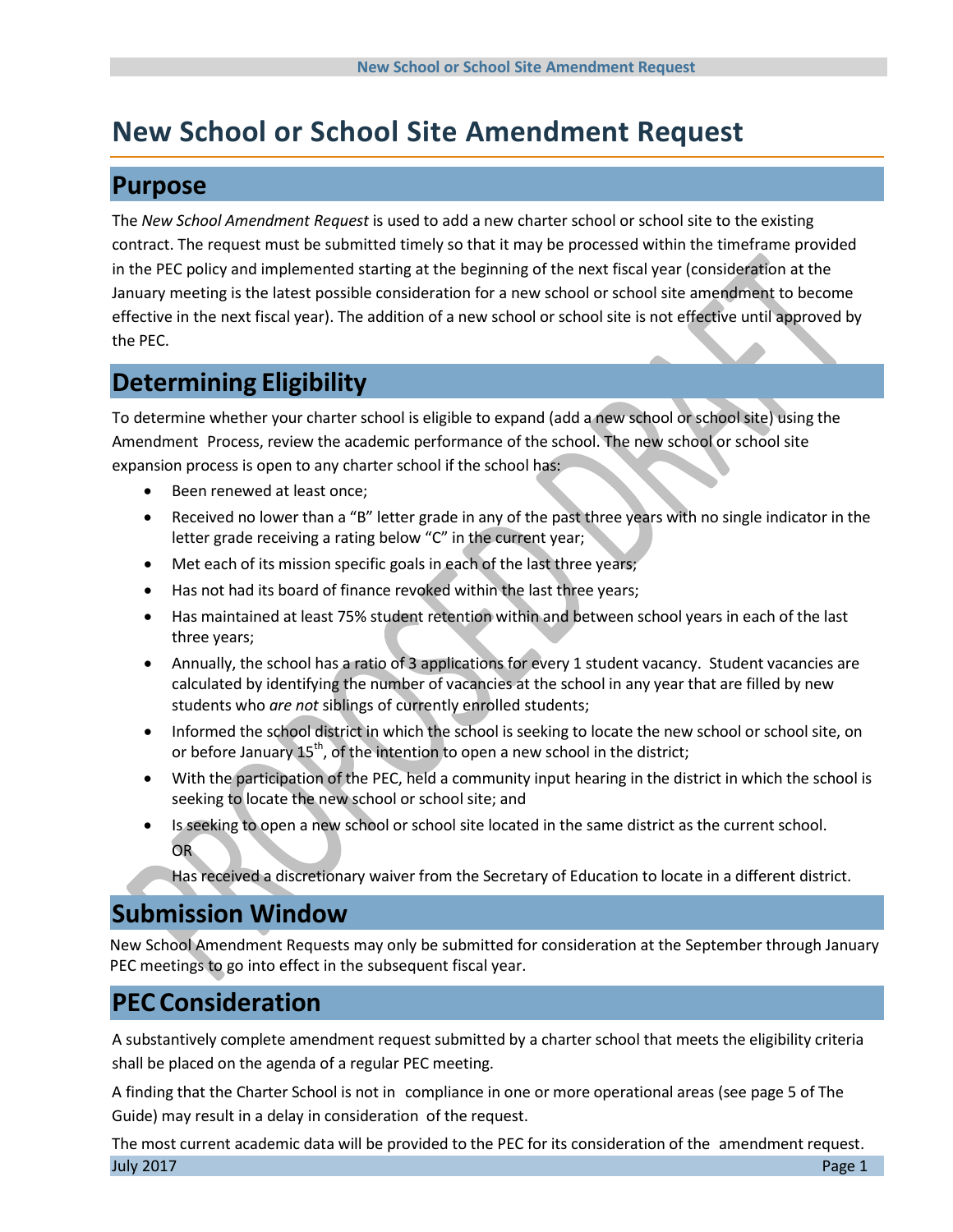# New School or School Site Amendment Request

## Purpose

The *New School Amendment Request* is used to add a new charter school or school site to the existing contract. The request must be submitted timely so that it may be processed within the timeframe provided in the PEC policy and implemented starting at the beginning of the next fiscal year (consideration at the January meeting is the latest possible consideration for a new school or school site amendment to become effective in the next fiscal year). The addition of a new school or school site is not effective until approved by the PEC.

## Determining Eligibility

To determine whether your charter school is eligible to expand (add a new school or school site) using the Amendment Process, review the academic performance of the school. The new school or school site expansion process is open to any charter school if the school has:

- Been renewed at least once;
- Received no lower than a "B" letter grade in any of the past three years with no single indicator in the letter grade receiving a rating below "C" in the current year;
- Met each of its mission specific goals in each of the last three years;
- Has not had its board of finance revoked within the last three years;
- Has maintained at least 75% student retention within and between school years in each of the last three years;
- Annually, the school has a ratio of 3 applications for every 1 student vacancy. Student vacancies are calculated by identifying the number of vacancies at the school in any year that are filled by new students who *are not* siblings of currently enrolled students;
- Informed the school district in which the school is seeking to locate the new school or school site, on or before January 15th, of the intention to open a new school in the district;
- With the participation of the PEC, held a community input hearing in the district in which the school is seeking to locate the new school or school site; and
- Is seeking to open a new school or school site located in the same district as the current school.
  OR
  Has received a discretionary waiver from the Secretary of Education to locate in a different district.

## Submission Window

New School Amendment Requests may only be submitted for consideration at the September through January PEC meetings to go into effect in the subsequent fiscal year.

## PEC Consideration

A substantively complete amendment request submitted by a charter school that meets the eligibility criteria shall be placed on the agenda of a regular PEC meeting.

A finding that the Charter School is not in compliance in one or more operational areas (see page 5 of The Guide) may result in a delay in consideration of the request.

The most current academic data will be provided to the PEC for its consideration of the amendment request.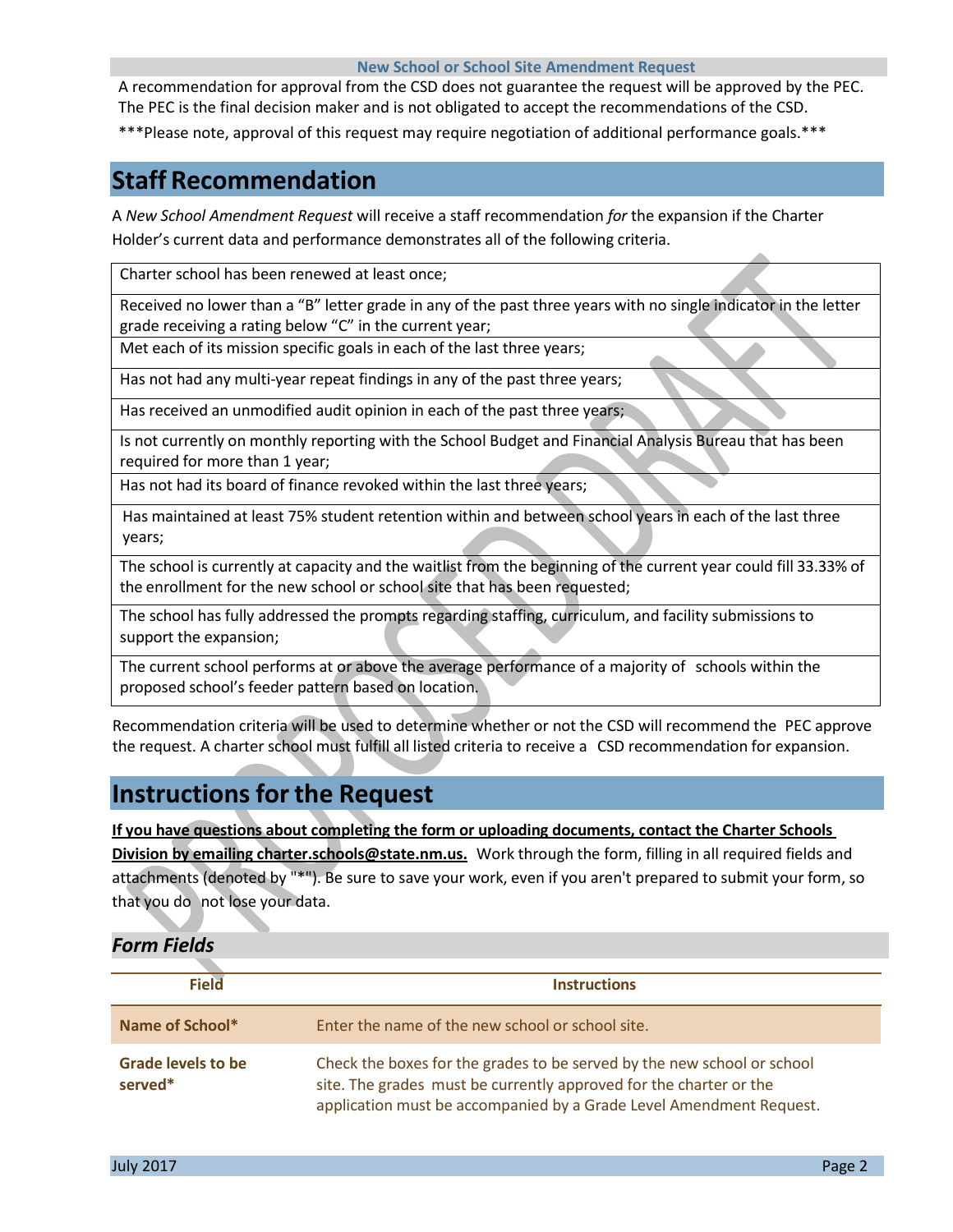**New School or School Site Amendment Request**

A recommendation for approval from the CSD does not guarantee the request will be approved by the PEC. The PEC is the final decision maker and is not obligated to accept the recommendations of the CSD.

***Please note, approval of this request may require negotiation of additional performance goals.***

## Staff Recommendation

A *New School Amendment Request* will receive a staff recommendation *for* the expansion if the Charter Holder's current data and performance demonstrates all of the following criteria.

| |
|---|
| Charter school has been renewed at least once; |
| Received no lower than a "B" letter grade in any of the past three years with no single indicator in the letter grade receiving a rating below "C" in the current year; |
| Met each of its mission specific goals in each of the last three years; |
| Has not had any multi-year repeat findings in any of the past three years; |
| Has received an unmodified audit opinion in each of the past three years; |
| Is not currently on monthly reporting with the School Budget and Financial Analysis Bureau that has been required for more than 1 year; |
| Has not had its board of finance revoked within the last three years; |
| Has maintained at least 75% student retention within and between school years in each of the last three years; |
| The school is currently at capacity and the waitlist from the beginning of the current year could fill 33.33% of the enrollment for the new school or school site that has been requested; |
| The school has fully addressed the prompts regarding staffing, curriculum, and facility submissions to support the expansion; |
| The current school performs at or above the average performance of a majority of schools within the proposed school's feeder pattern based on location. |

Recommendation criteria will be used to determine whether or not the CSD will recommend the PEC approve the request. A charter school must fulfill all listed criteria to receive a CSD recommendation for expansion.

## Instructions for the Request

**If you have questions about completing the form or uploading documents, contact the Charter Schools Division by emailing charter.schools@state.nm.us.** Work through the form, filling in all required fields and attachments (denoted by "*"). Be sure to save your work, even if you aren't prepared to submit your form, so that you do not lose your data.

### *Form Fields*

| Field | Instructions |
|---|---|
| **Name of School*** | Enter the name of the new school or school site. |
| **Grade levels to be served*** | Check the boxes for the grades to be served by the new school or school site. The grades must be currently approved for the charter or the application must be accompanied by a Grade Level Amendment Request. |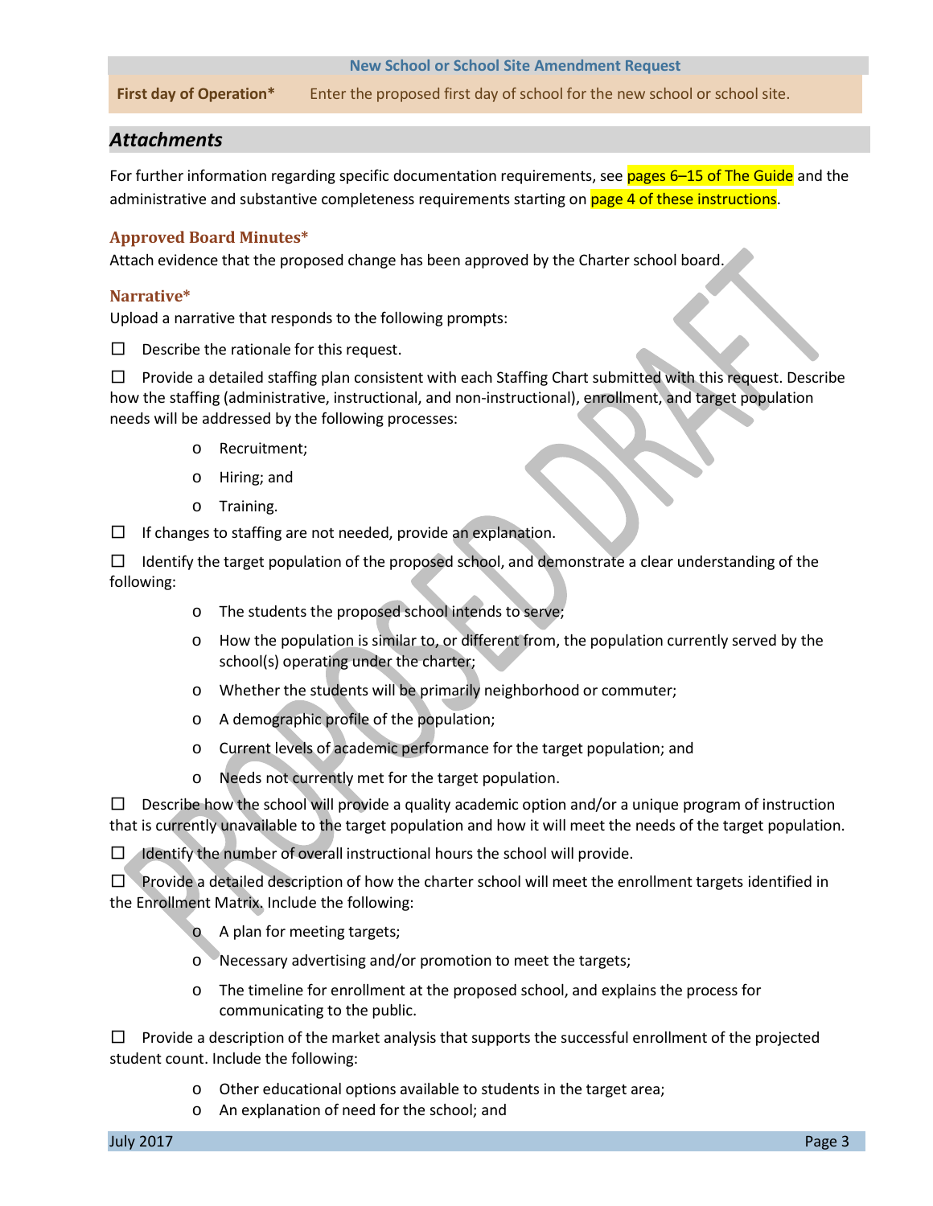| New School or School Site Amendment Request | |
|---|---|
| **First day of Operation*** | Enter the proposed first day of school for the new school or school site. |

## *Attachments*

For further information regarding specific documentation requirements, see pages 6–15 of The Guide and the administrative and substantive completeness requirements starting on page 4 of these instructions.

### Approved Board Minutes*

Attach evidence that the proposed change has been approved by the Charter school board.

### Narrative*

Upload a narrative that responds to the following prompts:

☐ Describe the rationale for this request.

☐ Provide a detailed staffing plan consistent with each Staffing Chart submitted with this request. Describe how the staffing (administrative, instructional, and non-instructional), enrollment, and target population needs will be addressed by the following processes:

- Recruitment;
- Hiring; and
- Training.

☐ If changes to staffing are not needed, provide an explanation.

☐ Identify the target population of the proposed school, and demonstrate a clear understanding of the following:

- The students the proposed school intends to serve;
- How the population is similar to, or different from, the population currently served by the school(s) operating under the charter;
- Whether the students will be primarily neighborhood or commuter;
- A demographic profile of the population;
- Current levels of academic performance for the target population; and
- Needs not currently met for the target population.

☐ Describe how the school will provide a quality academic option and/or a unique program of instruction that is currently unavailable to the target population and how it will meet the needs of the target population.

☐ Identify the number of overall instructional hours the school will provide.

☐ Provide a detailed description of how the charter school will meet the enrollment targets identified in the Enrollment Matrix. Include the following:

- A plan for meeting targets;
- Necessary advertising and/or promotion to meet the targets;
- The timeline for enrollment at the proposed school, and explains the process for communicating to the public.

☐ Provide a description of the market analysis that supports the successful enrollment of the projected student count. Include the following:

- Other educational options available to students in the target area;
- An explanation of need for the school; and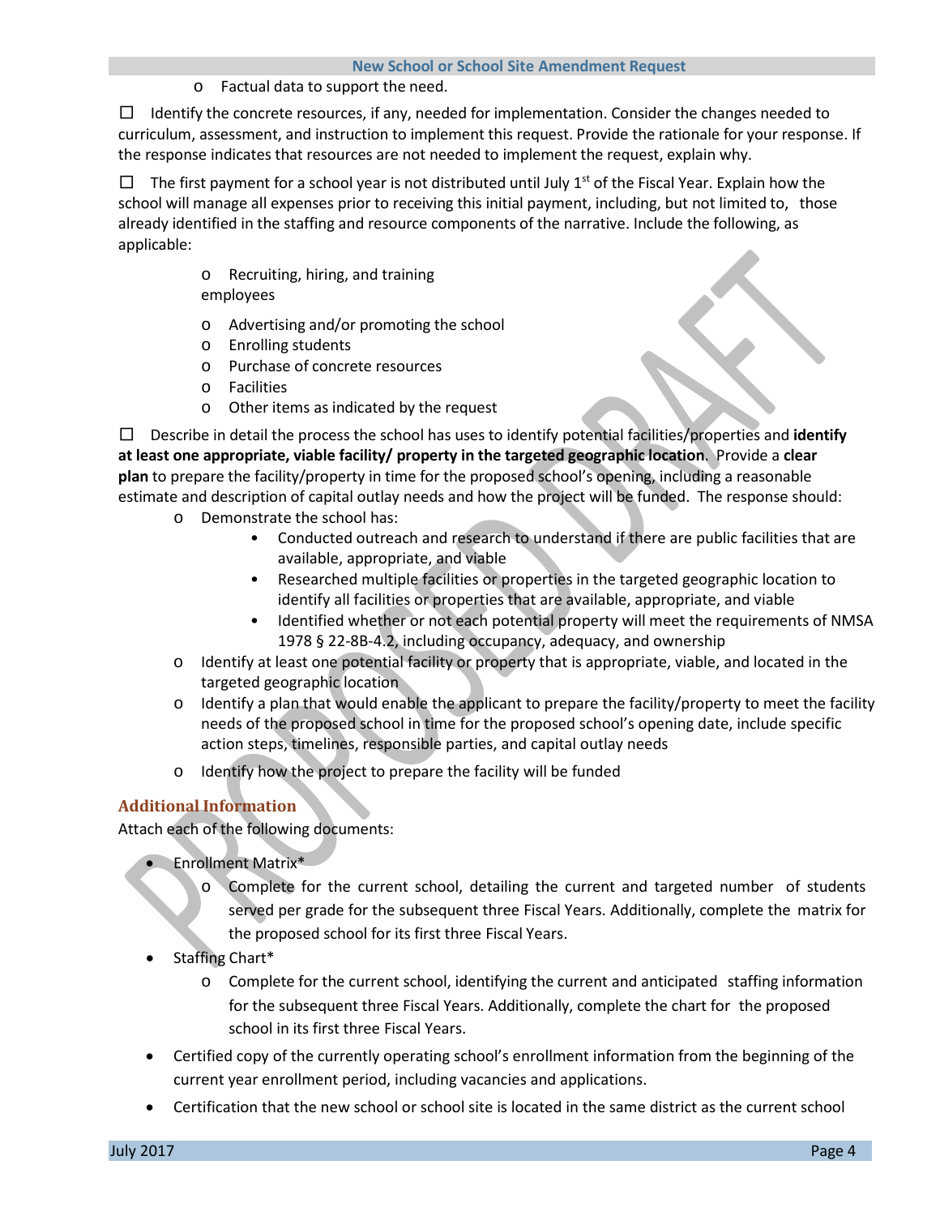- Factual data to support the need.

☐ Identify the concrete resources, if any, needed for implementation. Consider the changes needed to curriculum, assessment, and instruction to implement this request. Provide the rationale for your response. If the response indicates that resources are not needed to implement the request, explain why.

☐ The first payment for a school year is not distributed until July 1st of the Fiscal Year. Explain how the school will manage all expenses prior to receiving this initial payment, including, but not limited to, those already identified in the staffing and resource components of the narrative. Include the following, as applicable:

- Recruiting, hiring, and training employees
- Advertising and/or promoting the school
- Enrolling students
- Purchase of concrete resources
- Facilities
- Other items as indicated by the request

☐ Describe in detail the process the school has uses to identify potential facilities/properties and **identify at least one appropriate, viable facility/ property in the targeted geographic location**. Provide a **clear plan** to prepare the facility/property in time for the proposed school's opening, including a reasonable estimate and description of capital outlay needs and how the project will be funded. The response should:

- Demonstrate the school has:
  - Conducted outreach and research to understand if there are public facilities that are available, appropriate, and viable
  - Researched multiple facilities or properties in the targeted geographic location to identify all facilities or properties that are available, appropriate, and viable
  - Identified whether or not each potential property will meet the requirements of NMSA 1978 § 22-8B-4.2, including occupancy, adequacy, and ownership
- Identify at least one potential facility or property that is appropriate, viable, and located in the targeted geographic location
- Identify a plan that would enable the applicant to prepare the facility/property to meet the facility needs of the proposed school in time for the proposed school's opening date, include specific action steps, timelines, responsible parties, and capital outlay needs
- Identify how the project to prepare the facility will be funded

### Additional Information

Attach each of the following documents:

- Enrollment Matrix*
  - Complete for the current school, detailing the current and targeted number of students served per grade for the subsequent three Fiscal Years. Additionally, complete the matrix for the proposed school for its first three Fiscal Years.
- Staffing Chart*
  - Complete for the current school, identifying the current and anticipated staffing information for the subsequent three Fiscal Years. Additionally, complete the chart for the proposed school in its first three Fiscal Years.
- Certified copy of the currently operating school's enrollment information from the beginning of the current year enrollment period, including vacancies and applications.
- Certification that the new school or school site is located in the same district as the current school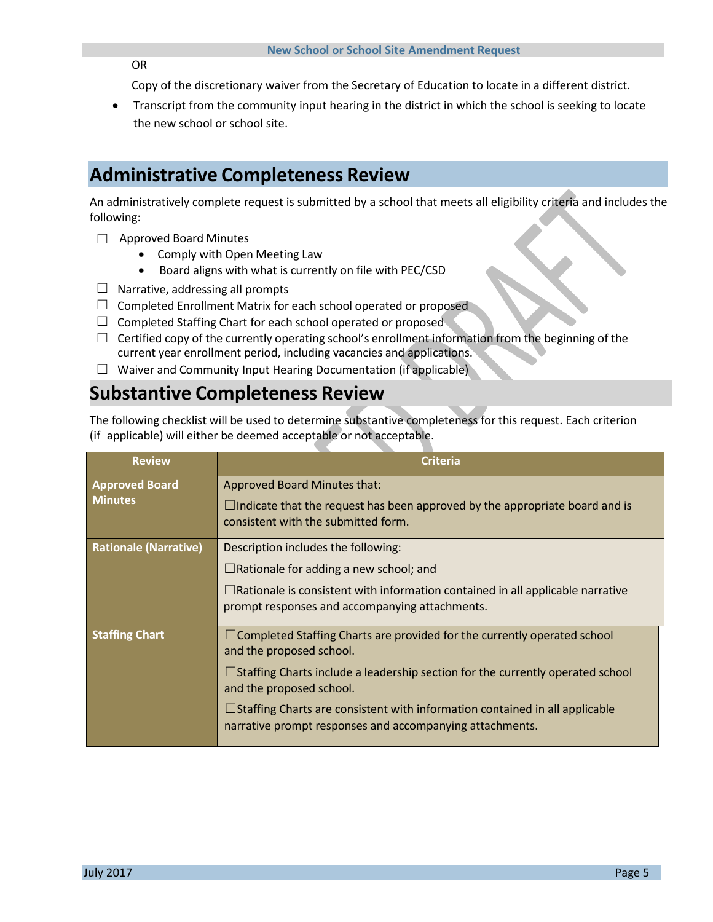OR

Copy of the discretionary waiver from the Secretary of Education to locate in a different district.

- Transcript from the community input hearing in the district in which the school is seeking to locate the new school or school site.

## Administrative Completeness Review

An administratively complete request is submitted by a school that meets all eligibility criteria and includes the following:

- ☐ Approved Board Minutes
  - Comply with Open Meeting Law
  - Board aligns with what is currently on file with PEC/CSD
- ☐ Narrative, addressing all prompts
- ☐ Completed Enrollment Matrix for each school operated or proposed
- ☐ Completed Staffing Chart for each school operated or proposed
- ☐ Certified copy of the currently operating school's enrollment information from the beginning of the current year enrollment period, including vacancies and applications.
- ☐ Waiver and Community Input Hearing Documentation (if applicable)

## Substantive Completeness Review

The following checklist will be used to determine substantive completeness for this request. Each criterion (if applicable) will either be deemed acceptable or not acceptable.

| Review | Criteria |
|---|---|
| **Approved Board Minutes** | Approved Board Minutes that:<br>☐Indicate that the request has been approved by the appropriate board and is consistent with the submitted form. |
| **Rationale (Narrative)** | Description includes the following:<br>☐Rationale for adding a new school; and<br>☐Rationale is consistent with information contained in all applicable narrative prompt responses and accompanying attachments. |
| **Staffing Chart** | ☐Completed Staffing Charts are provided for the currently operated school and the proposed school.<br>☐Staffing Charts include a leadership section for the currently operated school and the proposed school.<br>☐Staffing Charts are consistent with information contained in all applicable narrative prompt responses and accompanying attachments. |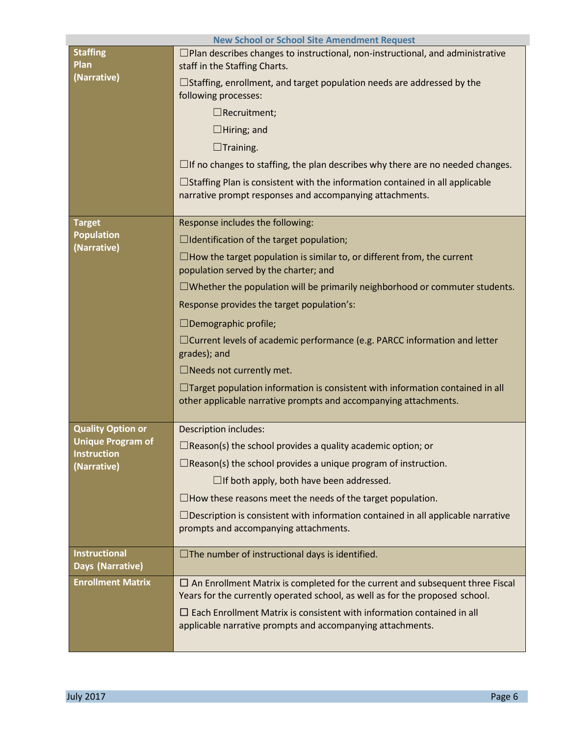| New School or School Site Amendment Request | |
|---|---|
| **Staffing Plan (Narrative)** | ☐Plan describes changes to instructional, non-instructional, and administrative staff in the Staffing Charts.<br>☐Staffing, enrollment, and target population needs are addressed by the following processes:<br>☐Recruitment;<br>☐Hiring; and<br>☐Training.<br>☐If no changes to staffing, the plan describes why there are no needed changes.<br>☐Staffing Plan is consistent with the information contained in all applicable narrative prompt responses and accompanying attachments. |
| **Target Population (Narrative)** | Response includes the following:<br>☐Identification of the target population;<br>☐How the target population is similar to, or different from, the current population served by the charter; and<br>☐Whether the population will be primarily neighborhood or commuter students.<br>Response provides the target population's:<br>☐Demographic profile;<br>☐Current levels of academic performance (e.g. PARCC information and letter grades); and<br>☐Needs not currently met.<br>☐Target population information is consistent with information contained in all other applicable narrative prompts and accompanying attachments. |
| **Quality Option or Unique Program of Instruction (Narrative)** | Description includes:<br>☐Reason(s) the school provides a quality academic option; or<br>☐Reason(s) the school provides a unique program of instruction.<br>☐If both apply, both have been addressed.<br>☐How these reasons meet the needs of the target population.<br>☐Description is consistent with information contained in all applicable narrative prompts and accompanying attachments. |
| **Instructional Days (Narrative)** | ☐The number of instructional days is identified. |
| **Enrollment Matrix** | ☐ An Enrollment Matrix is completed for the current and subsequent three Fiscal Years for the currently operated school, as well as for the proposed school.<br>☐ Each Enrollment Matrix is consistent with information contained in all applicable narrative prompts and accompanying attachments. |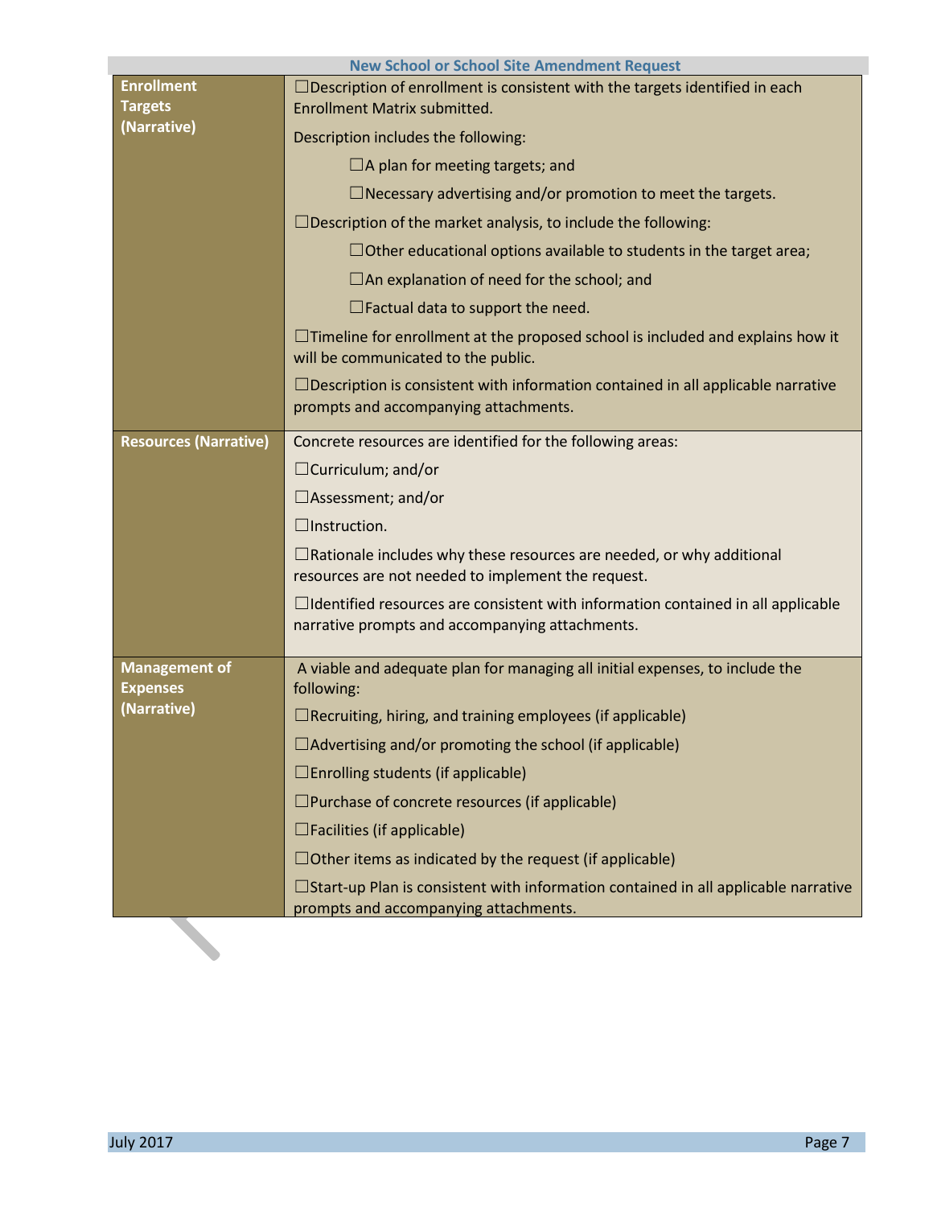| New School or School Site Amendment Request | |
|---|---|
| **Enrollment Targets (Narrative)** | ☐Description of enrollment is consistent with the targets identified in each Enrollment Matrix submitted.<br><br>Description includes the following:<br><br>☐A plan for meeting targets; and<br><br>☐Necessary advertising and/or promotion to meet the targets.<br><br>☐Description of the market analysis, to include the following:<br><br>☐Other educational options available to students in the target area;<br><br>☐An explanation of need for the school; and<br><br>☐Factual data to support the need.<br><br>☐Timeline for enrollment at the proposed school is included and explains how it will be communicated to the public.<br><br>☐Description is consistent with information contained in all applicable narrative prompts and accompanying attachments. |
| **Resources (Narrative)** | Concrete resources are identified for the following areas:<br><br>☐Curriculum; and/or<br><br>☐Assessment; and/or<br><br>☐Instruction.<br><br>☐Rationale includes why these resources are needed, or why additional resources are not needed to implement the request.<br><br>☐Identified resources are consistent with information contained in all applicable narrative prompts and accompanying attachments. |
| **Management of Expenses (Narrative)** | A viable and adequate plan for managing all initial expenses, to include the following:<br><br>☐Recruiting, hiring, and training employees (if applicable)<br><br>☐Advertising and/or promoting the school (if applicable)<br><br>☐Enrolling students (if applicable)<br><br>☐Purchase of concrete resources (if applicable)<br><br>☐Facilities (if applicable)<br><br>☐Other items as indicated by the request (if applicable)<br><br>☐Start-up Plan is consistent with information contained in all applicable narrative prompts and accompanying attachments. |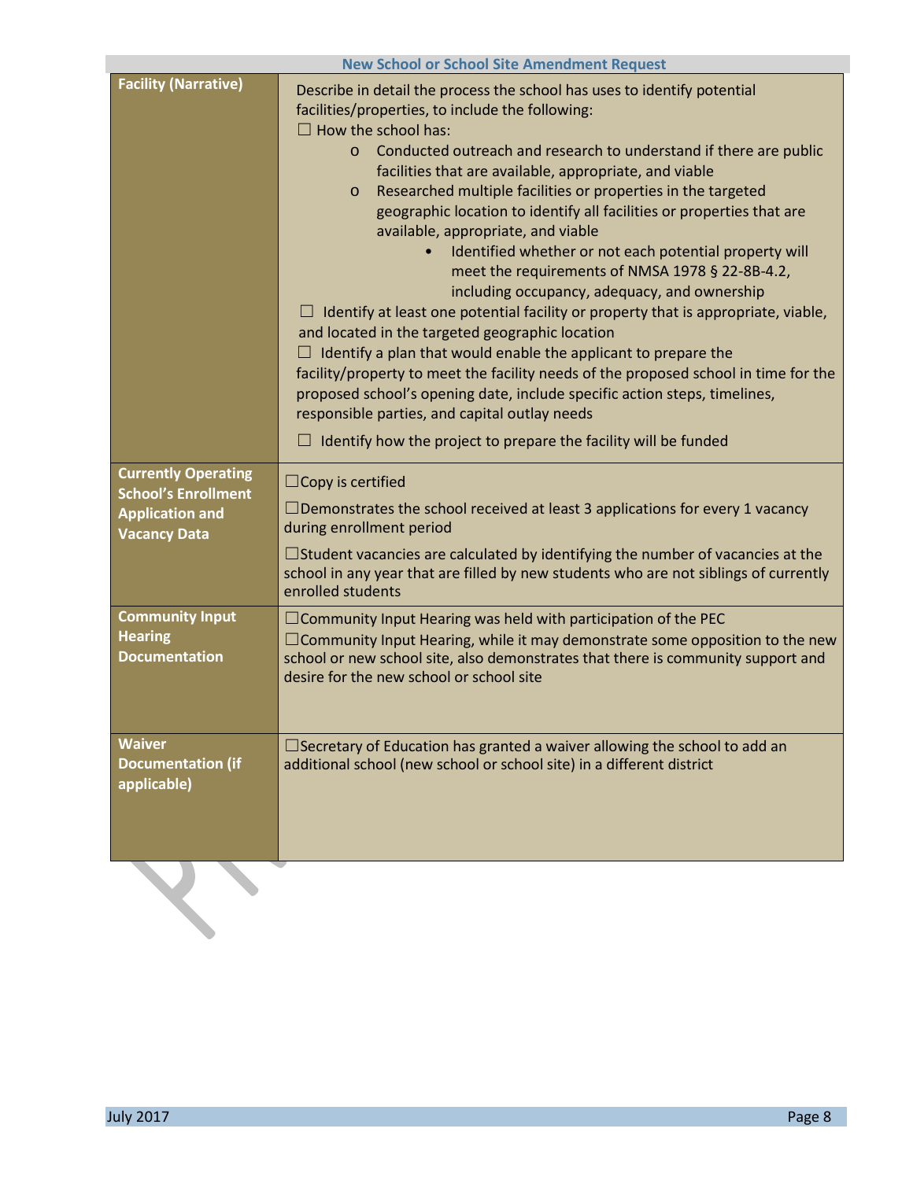| New School or School Site Amendment Request | |
|---|---|
| **Facility (Narrative)** | Describe in detail the process the school has uses to identify potential facilities/properties, to include the following:<br>☐ How the school has:<br>o Conducted outreach and research to understand if there are public facilities that are available, appropriate, and viable<br>o Researched multiple facilities or properties in the targeted geographic location to identify all facilities or properties that are available, appropriate, and viable<br>• Identified whether or not each potential property will meet the requirements of NMSA 1978 § 22-8B-4.2, including occupancy, adequacy, and ownership<br>☐ Identify at least one potential facility or property that is appropriate, viable, and located in the targeted geographic location<br>☐ Identify a plan that would enable the applicant to prepare the facility/property to meet the facility needs of the proposed school in time for the proposed school's opening date, include specific action steps, timelines, responsible parties, and capital outlay needs<br>☐ Identify how the project to prepare the facility will be funded |
| **Currently Operating School's Enrollment Application and Vacancy Data** | ☐Copy is certified<br>☐Demonstrates the school received at least 3 applications for every 1 vacancy during enrollment period<br>☐Student vacancies are calculated by identifying the number of vacancies at the school in any year that are filled by new students who are not siblings of currently enrolled students |
| **Community Input Hearing Documentation** | ☐Community Input Hearing was held with participation of the PEC<br>☐Community Input Hearing, while it may demonstrate some opposition to the new school or new school site, also demonstrates that there is community support and desire for the new school or school site |
| **Waiver Documentation (if applicable)** | ☐Secretary of Education has granted a waiver allowing the school to add an additional school (new school or school site) in a different district |